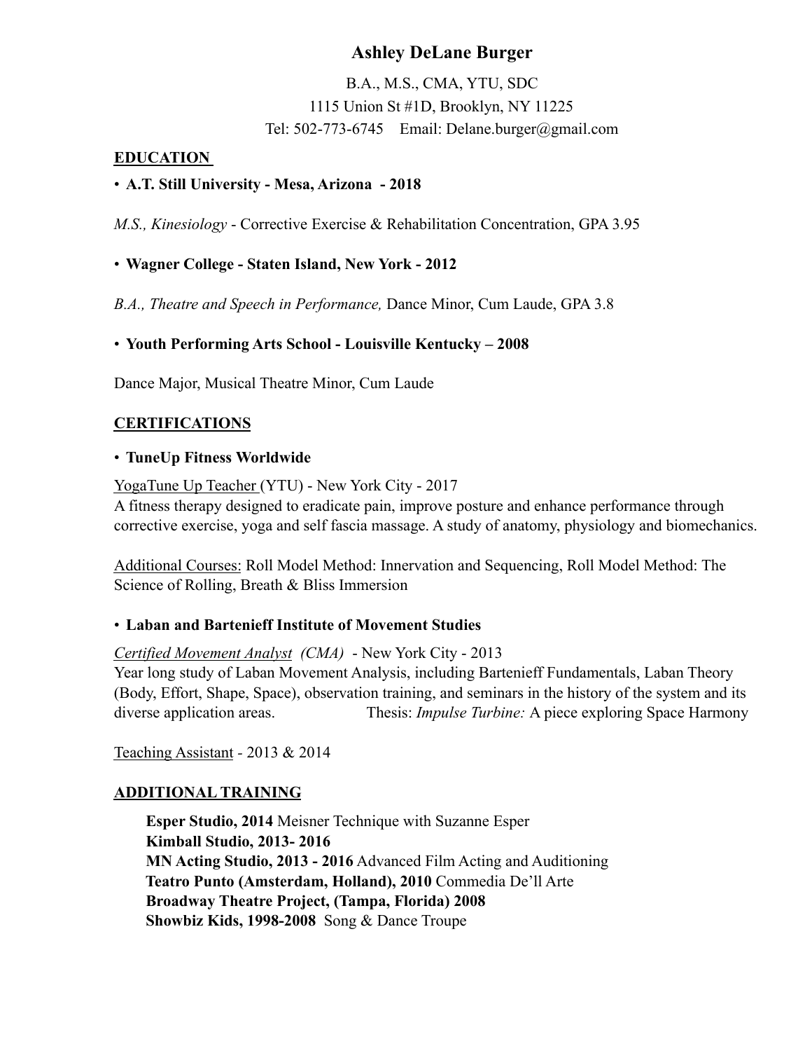# Ashley DeLane Burger

B.A., M.S., CMA, YTU, SDC
1115 Union St #1D, Brooklyn, NY 11225
Tel: 502-773-6745 Email: Delane.burger@gmail.com

## EDUCATION

- **A.T. Still University - Mesa, Arizona - 2018**

*M.S., Kinesiology* - Corrective Exercise & Rehabilitation Concentration, GPA 3.95

- **Wagner College - Staten Island, New York - 2012**

*B.A., Theatre and Speech in Performance,* Dance Minor, Cum Laude, GPA 3.8

- **Youth Performing Arts School - Louisville Kentucky – 2008**

Dance Major, Musical Theatre Minor, Cum Laude

## CERTIFICATIONS

- **TuneUp Fitness Worldwide**

YogaTune Up Teacher (YTU) - New York City - 2017
A fitness therapy designed to eradicate pain, improve posture and enhance performance through corrective exercise, yoga and self fascia massage. A study of anatomy, physiology and biomechanics.

Additional Courses: Roll Model Method: Innervation and Sequencing, Roll Model Method: The Science of Rolling, Breath & Bliss Immersion

- **Laban and Bartenieff Institute of Movement Studies**

*Certified Movement Analyst (CMA)* - New York City - 2013
Year long study of Laban Movement Analysis, including Bartenieff Fundamentals, Laban Theory (Body, Effort, Shape, Space), observation training, and seminars in the history of the system and its diverse application areas. Thesis: *Impulse Turbine:* A piece exploring Space Harmony

Teaching Assistant - 2013 & 2014

## ADDITIONAL TRAINING

**Esper Studio, 2014** Meisner Technique with Suzanne Esper
**Kimball Studio, 2013- 2016**
**MN Acting Studio, 2013 - 2016** Advanced Film Acting and Auditioning
**Teatro Punto (Amsterdam, Holland), 2010** Commedia De'll Arte
**Broadway Theatre Project, (Tampa, Florida) 2008**
**Showbiz Kids, 1998-2008** Song & Dance Troupe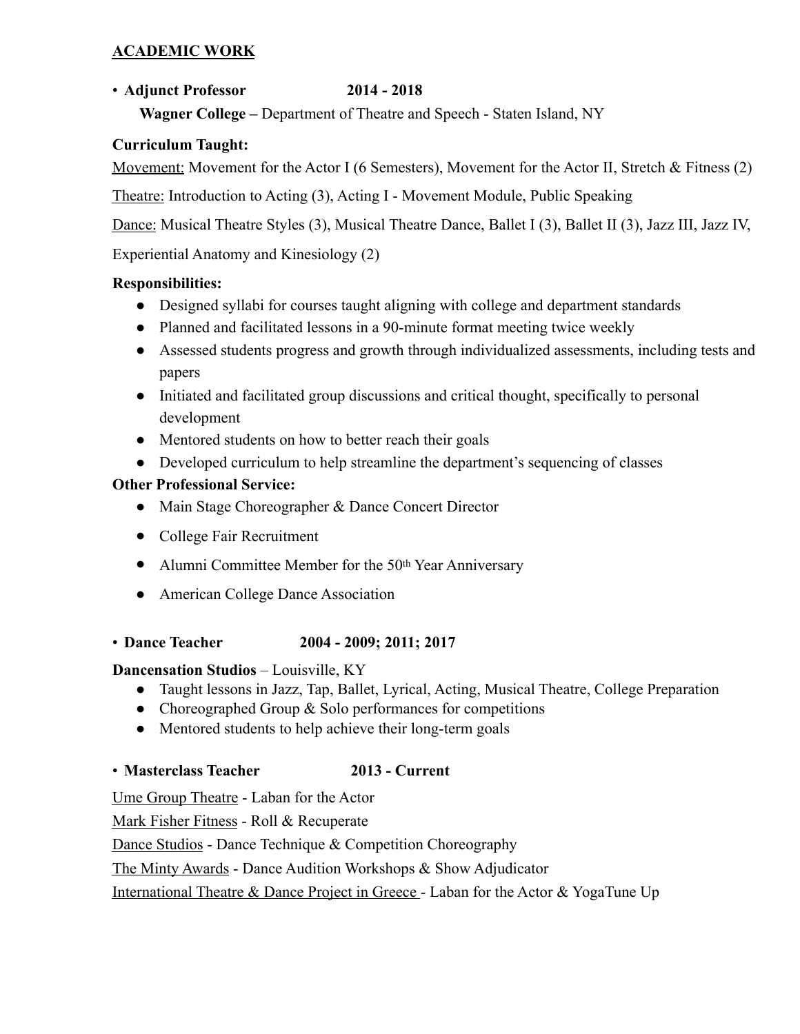## ACADEMIC WORK

- **Adjunct Professor** **2014 - 2018**
  **Wagner College –** Department of Theatre and Speech - Staten Island, NY

**Curriculum Taught:**

Movement: Movement for the Actor I (6 Semesters), Movement for the Actor II, Stretch & Fitness (2)

Theatre: Introduction to Acting (3), Acting I - Movement Module, Public Speaking

Dance: Musical Theatre Styles (3), Musical Theatre Dance, Ballet I (3), Ballet II (3), Jazz III, Jazz IV, Experiential Anatomy and Kinesiology (2)

**Responsibilities:**

- Designed syllabi for courses taught aligning with college and department standards
- Planned and facilitated lessons in a 90-minute format meeting twice weekly
- Assessed students progress and growth through individualized assessments, including tests and papers
- Initiated and facilitated group discussions and critical thought, specifically to personal development
- Mentored students on how to better reach their goals
- Developed curriculum to help streamline the department's sequencing of classes

**Other Professional Service:**

- Main Stage Choreographer & Dance Concert Director
- College Fair Recruitment
- Alumni Committee Member for the 50th Year Anniversary
- American College Dance Association

- **Dance Teacher** **2004 - 2009; 2011; 2017**

**Dancensation Studios** – Louisville, KY

- Taught lessons in Jazz, Tap, Ballet, Lyrical, Acting, Musical Theatre, College Preparation
- Choreographed Group & Solo performances for competitions
- Mentored students to help achieve their long-term goals

- **Masterclass Teacher** **2013 - Current**

Ume Group Theatre - Laban for the Actor

Mark Fisher Fitness - Roll & Recuperate

Dance Studios - Dance Technique & Competition Choreography

The Minty Awards - Dance Audition Workshops & Show Adjudicator

International Theatre & Dance Project in Greece - Laban for the Actor & YogaTune Up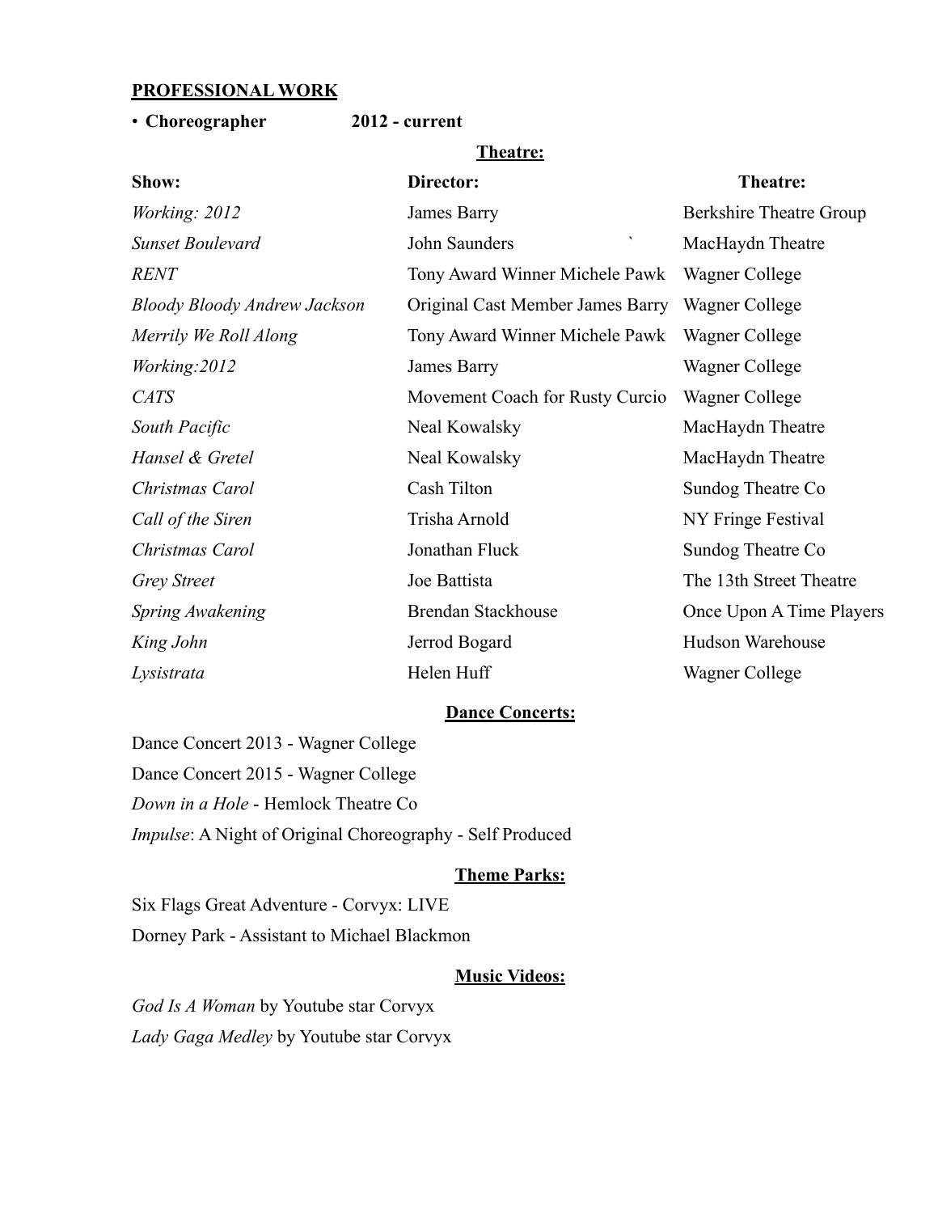**PROFESSIONAL WORK**

- **Choreographer 2012 - current**

**Theatre:**

| **Show:** | **Director:** | **Theatre:** |
| --- | --- | --- |
| *Working: 2012* | James Barry | Berkshire Theatre Group |
| *Sunset Boulevard* | John Saunders ` | MacHaydn Theatre |
| *RENT* | Tony Award Winner Michele Pawk | Wagner College |
| *Bloody Bloody Andrew Jackson* | Original Cast Member James Barry | Wagner College |
| *Merrily We Roll Along* | Tony Award Winner Michele Pawk | Wagner College |
| *Working:2012* | James Barry | Wagner College |
| *CATS* | Movement Coach for Rusty Curcio | Wagner College |
| *South Pacific* | Neal Kowalsky | MacHaydn Theatre |
| *Hansel & Gretel* | Neal Kowalsky | MacHaydn Theatre |
| *Christmas Carol* | Cash Tilton | Sundog Theatre Co |
| *Call of the Siren* | Trisha Arnold | NY Fringe Festival |
| *Christmas Carol* | Jonathan Fluck | Sundog Theatre Co |
| *Grey Street* | Joe Battista | The 13th Street Theatre |
| *Spring Awakening* | Brendan Stackhouse | Once Upon A Time Players |
| *King John* | Jerrod Bogard | Hudson Warehouse |
| *Lysistrata* | Helen Huff | Wagner College |

**Dance Concerts:**

Dance Concert 2013 - Wagner College

Dance Concert 2015 - Wagner College

*Down in a Hole* - Hemlock Theatre Co

*Impulse*: A Night of Original Choreography - Self Produced

**Theme Parks:**

Six Flags Great Adventure - Corvyx: LIVE

Dorney Park - Assistant to Michael Blackmon

**Music Videos:**

*God Is A Woman* by Youtube star Corvyx

*Lady Gaga Medley* by Youtube star Corvyx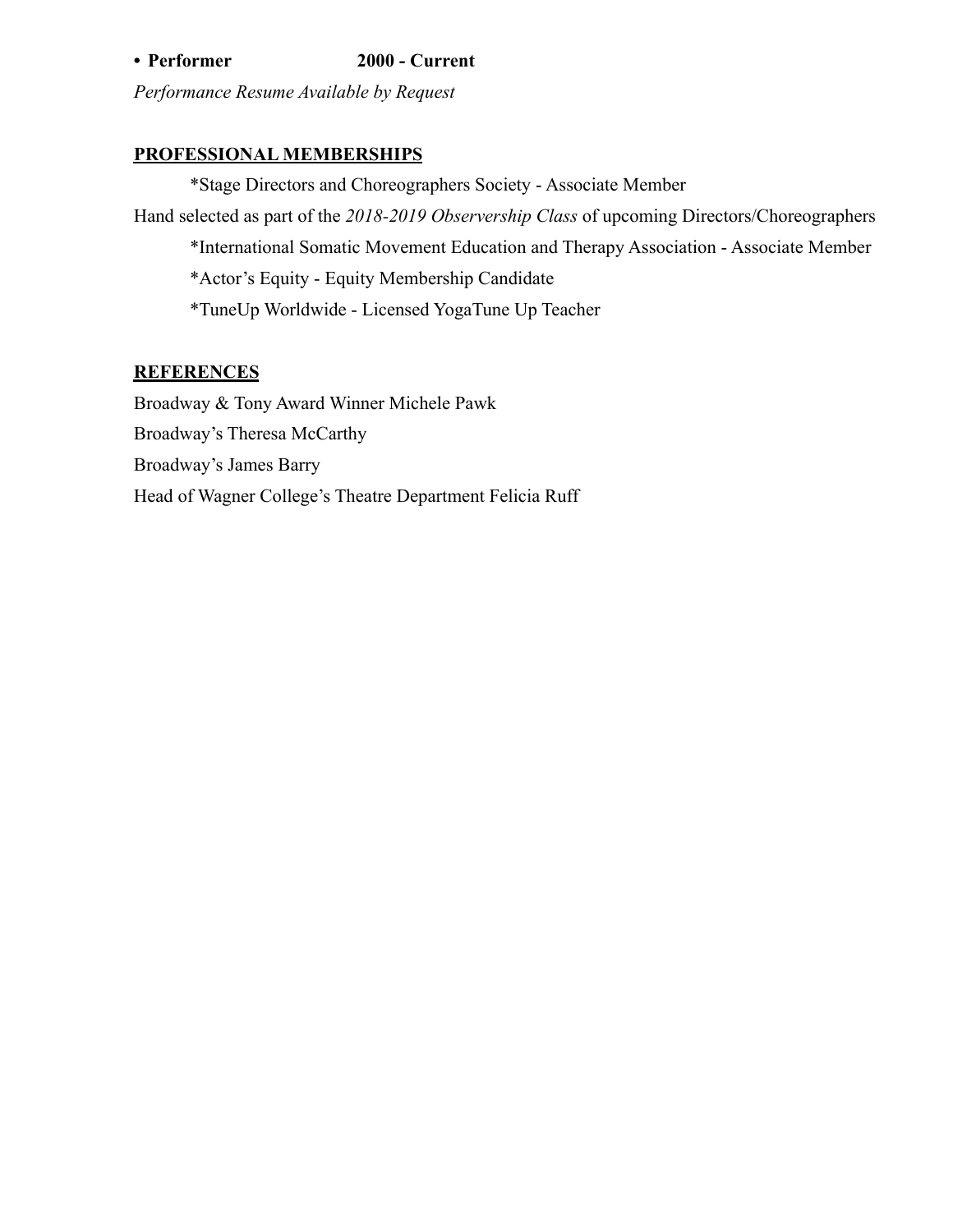- **Performer 2000 - Current**

*Performance Resume Available by Request*

## PROFESSIONAL MEMBERSHIPS

*Stage Directors and Choreographers Society - Associate Member

Hand selected as part of the *2018-2019 Observership Class* of upcoming Directors/Choreographers

*International Somatic Movement Education and Therapy Association - Associate Member

*Actor's Equity - Equity Membership Candidate

*TuneUp Worldwide - Licensed YogaTune Up Teacher

## REFERENCES

Broadway & Tony Award Winner Michele Pawk

Broadway's Theresa McCarthy

Broadway's James Barry

Head of Wagner College's Theatre Department Felicia Ruff